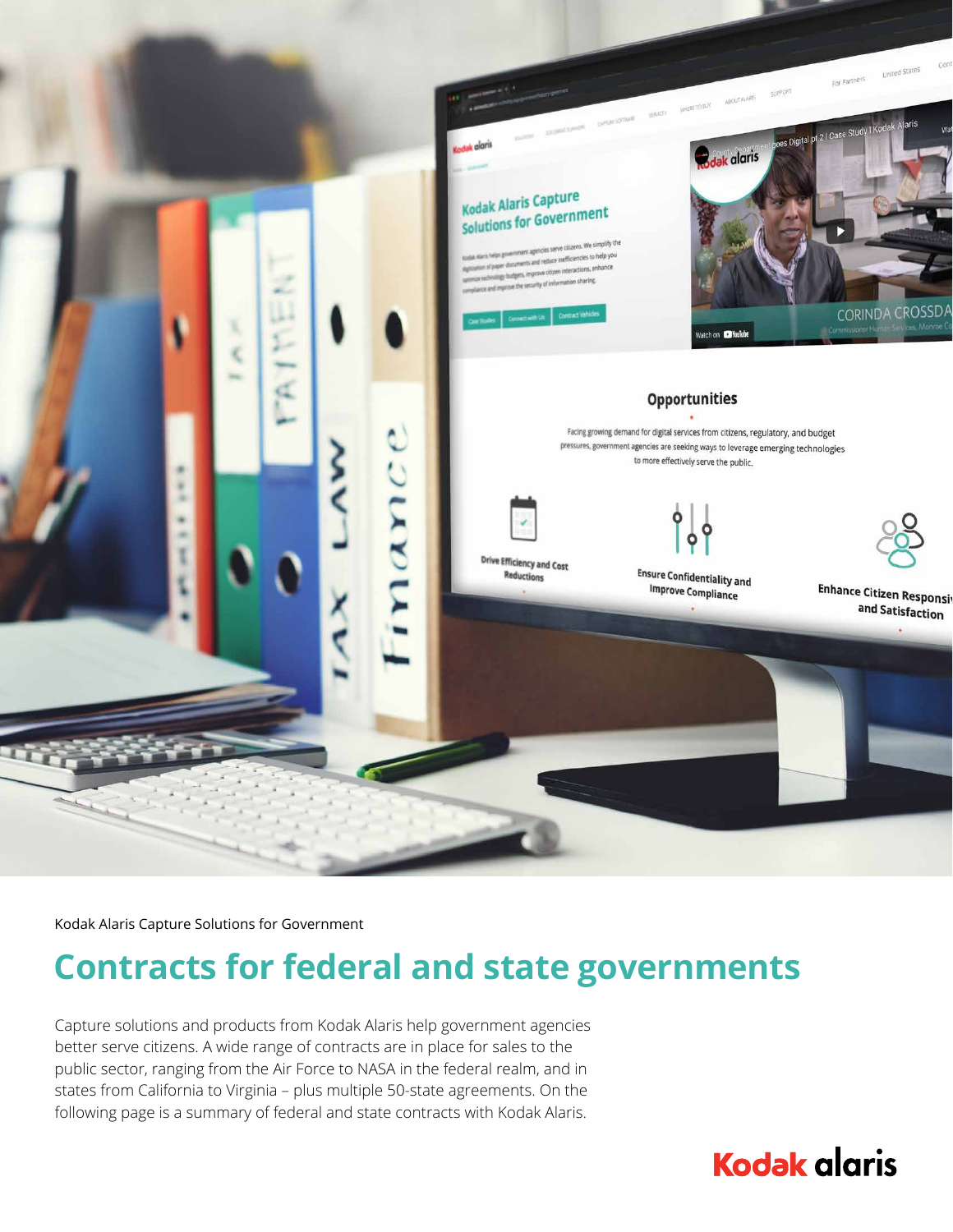Kodak Alaris Capture Solutions for Government

# Contracts for federal and state governments

Capture solutions and products from Kodak Alaris help government agencies better serve citizens. A wide range of contracts are in place for sales to the public sector, ranging from the Air Force to NASA in the federal realm, and in states from California to Virginia – plus multiple 50-state agreements. On the following page is a summary of federal and state contracts with Kodak Alaris.

Kodak alaris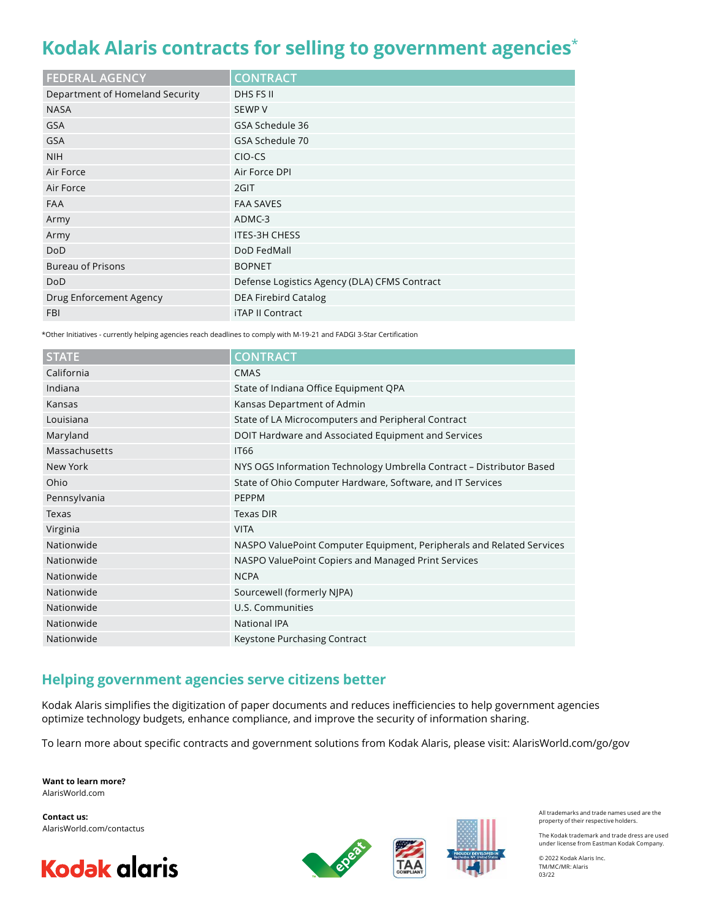# Kodak Alaris contracts for selling to government agencies*

| FEDERAL AGENCY | CONTRACT |
| --- | --- |
| Department of Homeland Security | DHS FS II |
| NASA | SEWP V |
| GSA | GSA Schedule 36 |
| GSA | GSA Schedule 70 |
| NIH | CIO-CS |
| Air Force | Air Force DPI |
| Air Force | 2GIT |
| FAA | FAA SAVES |
| Army | ADMC-3 |
| Army | ITES-3H CHESS |
| DoD | DoD FedMall |
| Bureau of Prisons | BOPNET |
| DoD | Defense Logistics Agency (DLA) CFMS Contract |
| Drug Enforcement Agency | DEA Firebird Catalog |
| FBI | iTAP II Contract |

*Other Initiatives - currently helping agencies reach deadlines to comply with M-19-21 and FADGI 3-Star Certification

| STATE | CONTRACT |
| --- | --- |
| California | CMAS |
| Indiana | State of Indiana Office Equipment QPA |
| Kansas | Kansas Department of Admin |
| Louisiana | State of LA Microcomputers and Peripheral Contract |
| Maryland | DOIT Hardware and Associated Equipment and Services |
| Massachusetts | IT66 |
| New York | NYS OGS Information Technology Umbrella Contract – Distributor Based |
| Ohio | State of Ohio Computer Hardware, Software, and IT Services |
| Pennsylvania | PEPPM |
| Texas | Texas DIR |
| Virginia | VITA |
| Nationwide | NASPO ValuePoint Computer Equipment, Peripherals and Related Services |
| Nationwide | NASPO ValuePoint Copiers and Managed Print Services |
| Nationwide | NCPA |
| Nationwide | Sourcewell (formerly NJPA) |
| Nationwide | U.S. Communities |
| Nationwide | National IPA |
| Nationwide | Keystone Purchasing Contract |

## Helping government agencies serve citizens better

Kodak Alaris simplifies the digitization of paper documents and reduces inefficiencies to help government agencies optimize technology budgets, enhance compliance, and improve the security of information sharing.

To learn more about specific contracts and government solutions from Kodak Alaris, please visit: AlarisWorld.com/go/gov

**Want to learn more?**
AlarisWorld.com

**Contact us:**
AlarisWorld.com/contactus

Kodak alaris

All trademarks and trade names used are the property of their respective holders.

The Kodak trademark and trade dress are used under license from Eastman Kodak Company.

© 2022 Kodak Alaris Inc.
TM/MC/MR: Alaris
03/22